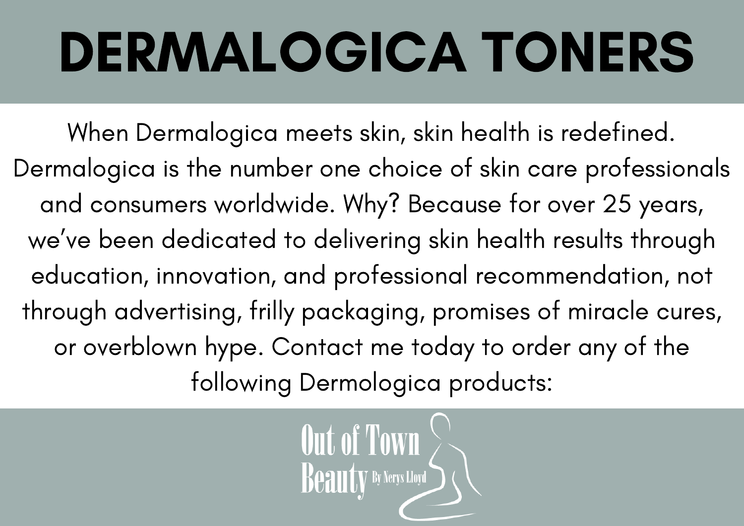# DERMALOGICA TONERS

When Dermalogica meets skin, skin health is redefined. Dermalogica is the number one choice of skin care professionals and consumers worldwide. Why? Because for over 25 years, we've been dedicated to delivering skin health results through education, innovation, and professional recommendation, not through advertising, frilly packaging, promises of miracle cures, or overblown hype. Contact me today to order any of the following Dermologica products:

Out of Town Beauty By Nerys Lloyd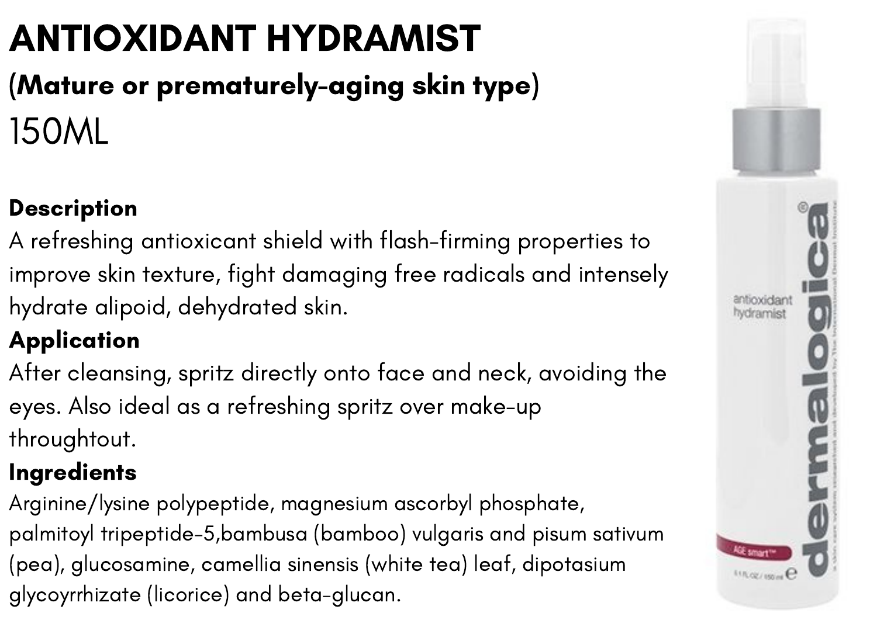# ANTIOXIDANT HYDRAMIST

## (Mature or prematurely-aging skin type)

150ML

**Description**

A refreshing antioxicant shield with flash-firming properties to improve skin texture, fight damaging free radicals and intensely hydrate alipoid, dehydrated skin.

**Application**

After cleansing, spritz directly onto face and neck, avoiding the eyes. Also ideal as a refreshing spritz over make-up throughtout.

**Ingredients**

Arginine/lysine polypeptide, magnesium ascorbyl phosphate, palmitoyl tripeptide-5,bambusa (bamboo) vulgaris and pisum sativum (pea), glucosamine, camellia sinensis (white tea) leaf, dipotasium glycoyrrhizate (licorice) and beta-glucan.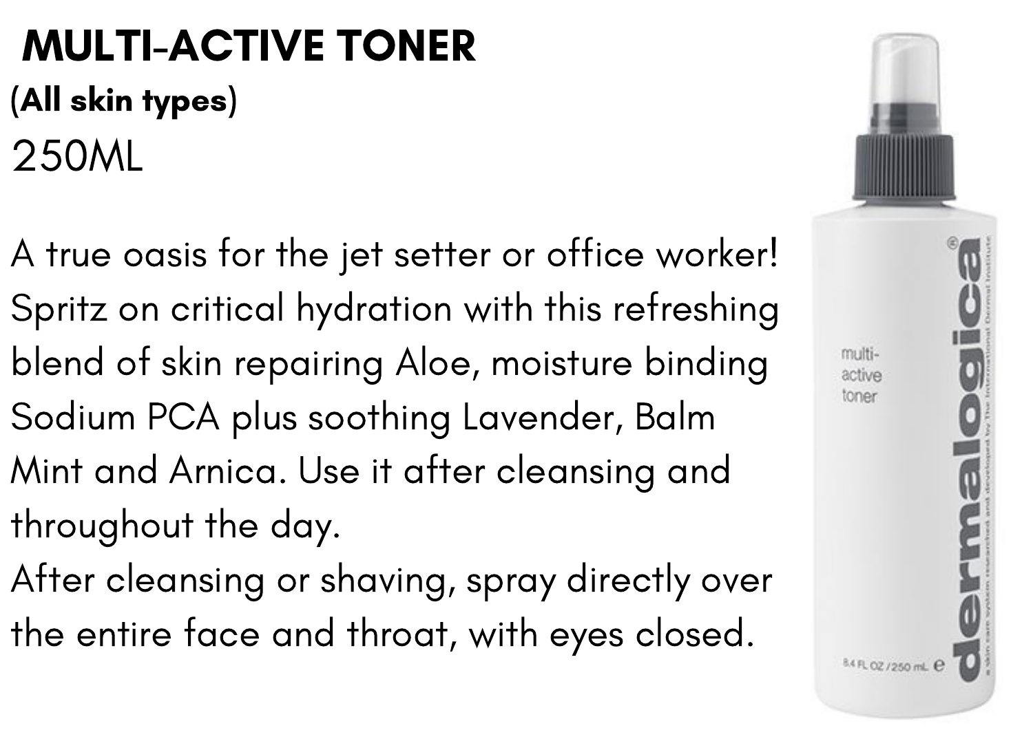# MULTI-ACTIVE TONER

**(All skin types)**

250ML

A true oasis for the jet setter or office worker! Spritz on critical hydration with this refreshing blend of skin repairing Aloe, moisture binding Sodium PCA plus soothing Lavender, Balm Mint and Arnica. Use it after cleansing and throughout the day.

After cleansing or shaving, spray directly over the entire face and throat, with eyes closed.